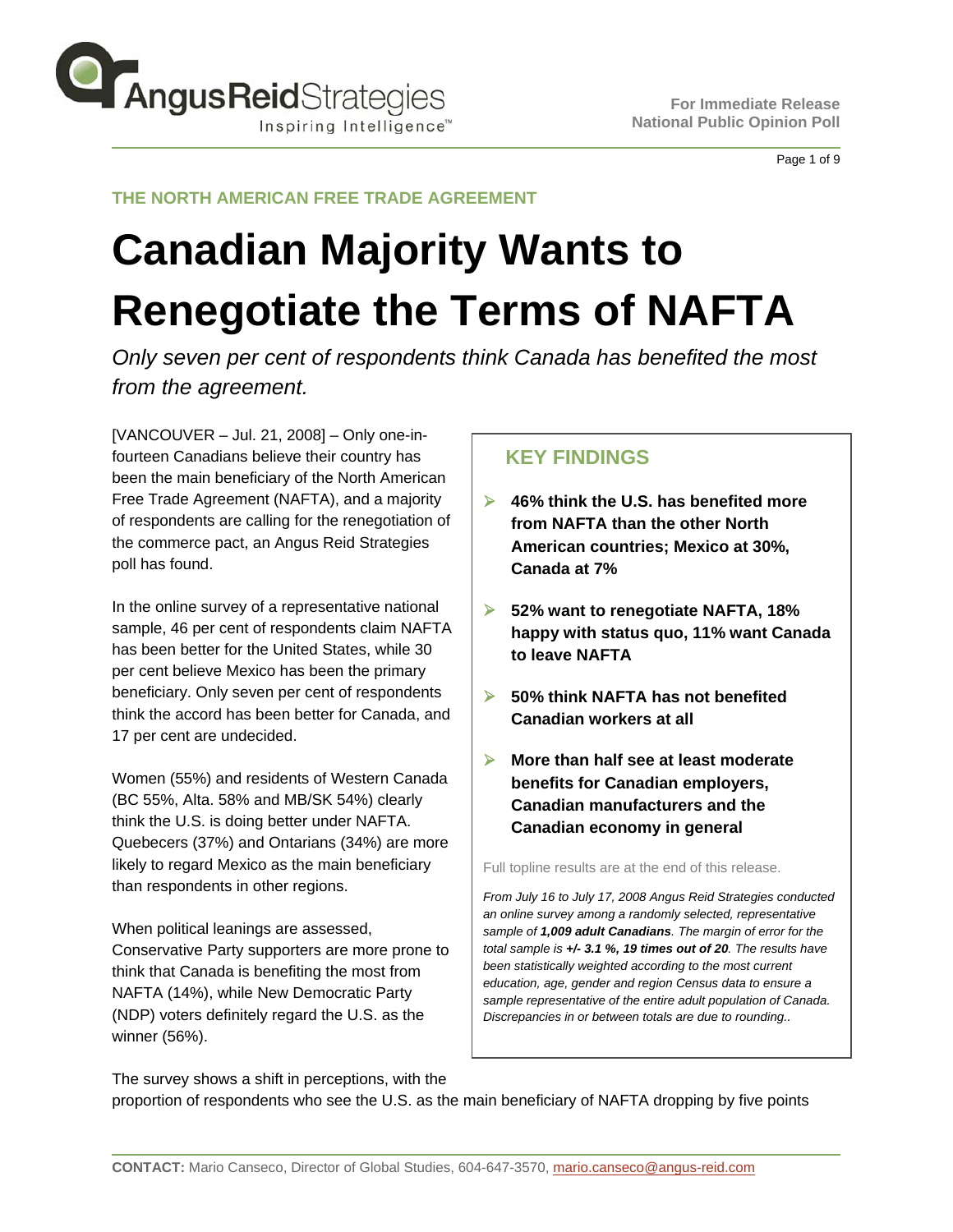**For Immediate Release**
**National Public Opinion Poll**

THE NORTH AMERICAN FREE TRADE AGREEMENT

# Canadian Majority Wants to Renegotiate the Terms of NAFTA

*Only seven per cent of respondents think Canada has benefited the most from the agreement.*

[VANCOUVER – Jul. 21, 2008] – Only one-in-fourteen Canadians believe their country has been the main beneficiary of the North American Free Trade Agreement (NAFTA), and a majority of respondents are calling for the renegotiation of the commerce pact, an Angus Reid Strategies poll has found.

In the online survey of a representative national sample, 46 per cent of respondents claim NAFTA has been better for the United States, while 30 per cent believe Mexico has been the primary beneficiary. Only seven per cent of respondents think the accord has been better for Canada, and 17 per cent are undecided.

Women (55%) and residents of Western Canada (BC 55%, Alta. 58% and MB/SK 54%) clearly think the U.S. is doing better under NAFTA. Quebecers (37%) and Ontarians (34%) are more likely to regard Mexico as the main beneficiary than respondents in other regions.

When political leanings are assessed, Conservative Party supporters are more prone to think that Canada is benefiting the most from NAFTA (14%), while New Democratic Party (NDP) voters definitely regard the U.S. as the winner (56%).

## KEY FINDINGS

- **46% think the U.S. has benefited more from NAFTA than the other North American countries; Mexico at 30%, Canada at 7%**
- **52% want to renegotiate NAFTA, 18% happy with status quo, 11% want Canada to leave NAFTA**
- **50% think NAFTA has not benefited Canadian workers at all**
- **More than half see at least moderate benefits for Canadian employers, Canadian manufacturers and the Canadian economy in general**

Full topline results are at the end of this release.

*From July 16 to July 17, 2008 Angus Reid Strategies conducted an online survey among a randomly selected, representative sample of **1,009 adult Canadians**. The margin of error for the total sample is **+/- 3.1 %, 19 times out of 20**. The results have been statistically weighted according to the most current education, age, gender and region Census data to ensure a sample representative of the entire adult population of Canada. Discrepancies in or between totals are due to rounding..*

The survey shows a shift in perceptions, with the proportion of respondents who see the U.S. as the main beneficiary of NAFTA dropping by five points

**CONTACT:** Mario Canseco, Director of Global Studies, 604-647-3570, mario.canseco@angus-reid.com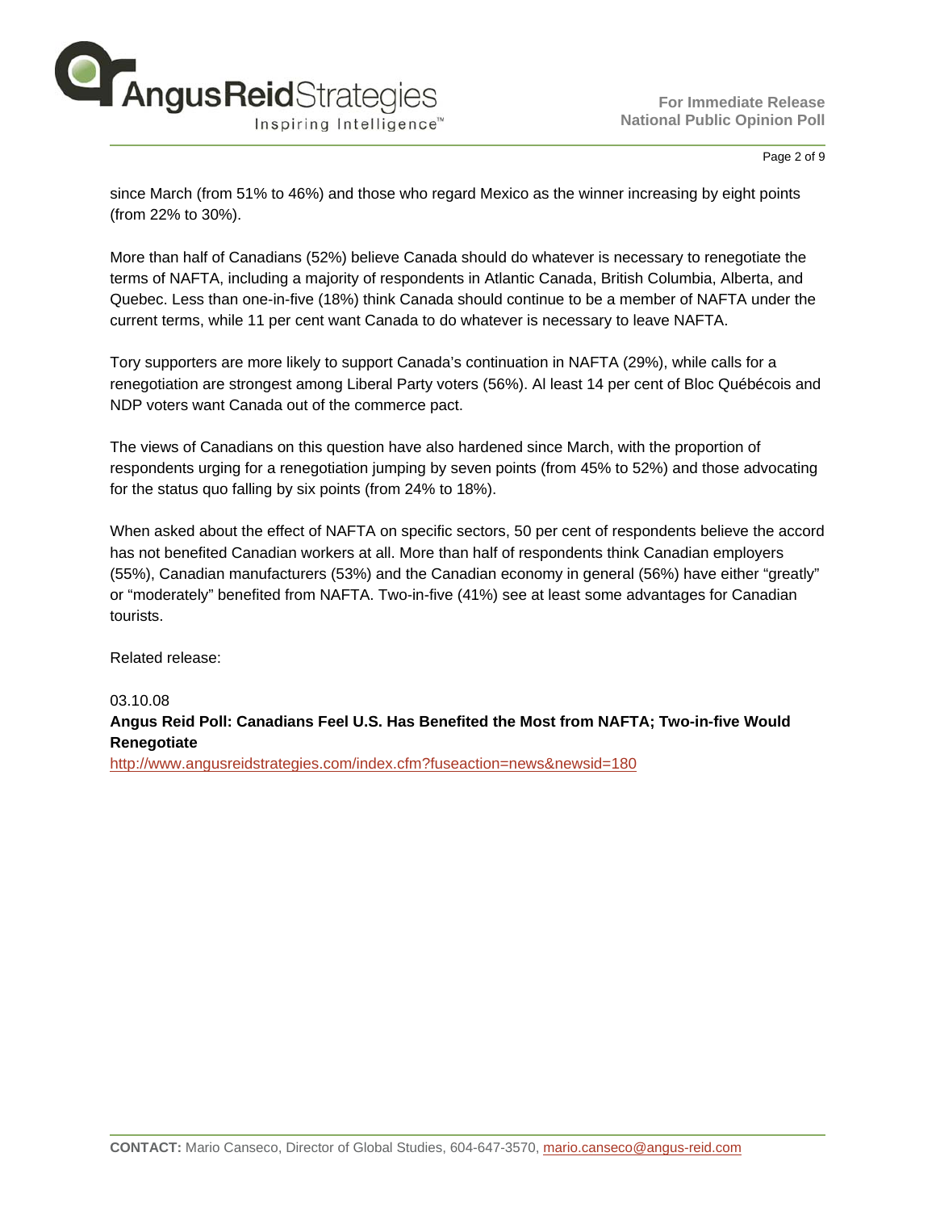since March (from 51% to 46%) and those who regard Mexico as the winner increasing by eight points (from 22% to 30%).

More than half of Canadians (52%) believe Canada should do whatever is necessary to renegotiate the terms of NAFTA, including a majority of respondents in Atlantic Canada, British Columbia, Alberta, and Quebec. Less than one-in-five (18%) think Canada should continue to be a member of NAFTA under the current terms, while 11 per cent want Canada to do whatever is necessary to leave NAFTA.

Tory supporters are more likely to support Canada's continuation in NAFTA (29%), while calls for a renegotiation are strongest among Liberal Party voters (56%). Al least 14 per cent of Bloc Québécois and NDP voters want Canada out of the commerce pact.

The views of Canadians on this question have also hardened since March, with the proportion of respondents urging for a renegotiation jumping by seven points (from 45% to 52%) and those advocating for the status quo falling by six points (from 24% to 18%).

When asked about the effect of NAFTA on specific sectors, 50 per cent of respondents believe the accord has not benefited Canadian workers at all. More than half of respondents think Canadian employers (55%), Canadian manufacturers (53%) and the Canadian economy in general (56%) have either "greatly" or "moderately" benefited from NAFTA. Two-in-five (41%) see at least some advantages for Canadian tourists.

Related release:

03.10.08

**Angus Reid Poll: Canadians Feel U.S. Has Benefited the Most from NAFTA; Two-in-five Would Renegotiate**

http://www.angusreidstrategies.com/index.cfm?fuseaction=news&newsid=180

**CONTACT:** Mario Canseco, Director of Global Studies, 604-647-3570, mario.canseco@angus-reid.com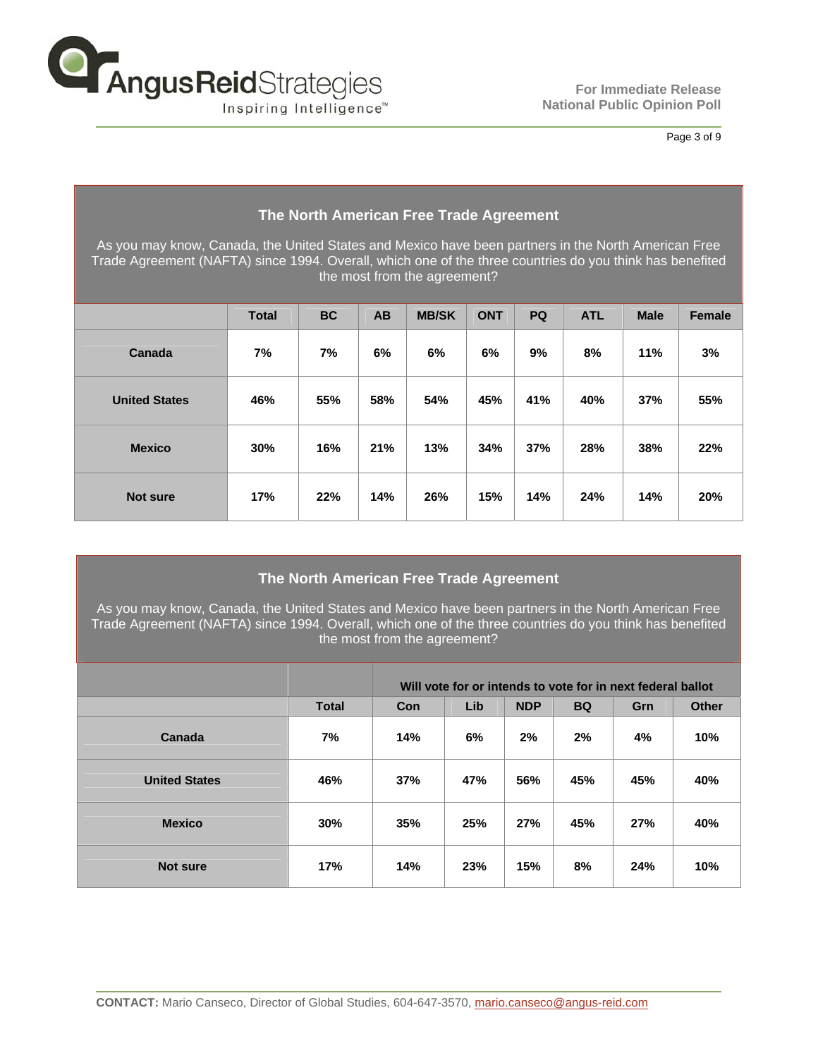### The North American Free Trade Agreement

As you may know, Canada, the United States and Mexico have been partners in the North American Free Trade Agreement (NAFTA) since 1994. Overall, which one of the three countries do you think has benefited the most from the agreement?

| | Total | BC | AB | MB/SK | ONT | PQ | ATL | Male | Female |
|---|---|---|---|---|---|---|---|---|---|
| **Canada** | 7% | 7% | 6% | 6% | 6% | 9% | 8% | 11% | 3% |
| **United States** | 46% | 55% | 58% | 54% | 45% | 41% | 40% | 37% | 55% |
| **Mexico** | 30% | 16% | 21% | 13% | 34% | 37% | 28% | 38% | 22% |
| **Not sure** | 17% | 22% | 14% | 26% | 15% | 14% | 24% | 14% | 20% |

### The North American Free Trade Agreement

As you may know, Canada, the United States and Mexico have been partners in the North American Free Trade Agreement (NAFTA) since 1994. Overall, which one of the three countries do you think has benefited the most from the agreement?

| | | Will vote for or intends to vote for in next federal ballot | | | | | |
|---|---|---|---|---|---|---|---|
| | **Total** | **Con** | **Lib** | **NDP** | **BQ** | **Grn** | **Other** |
| **Canada** | 7% | 14% | 6% | 2% | 2% | 4% | 10% |
| **United States** | 46% | 37% | 47% | 56% | 45% | 45% | 40% |
| **Mexico** | 30% | 35% | 25% | 27% | 45% | 27% | 40% |
| **Not sure** | 17% | 14% | 23% | 15% | 8% | 24% | 10% |

**CONTACT:** Mario Canseco, Director of Global Studies, 604-647-3570, mario.canseco@angus-reid.com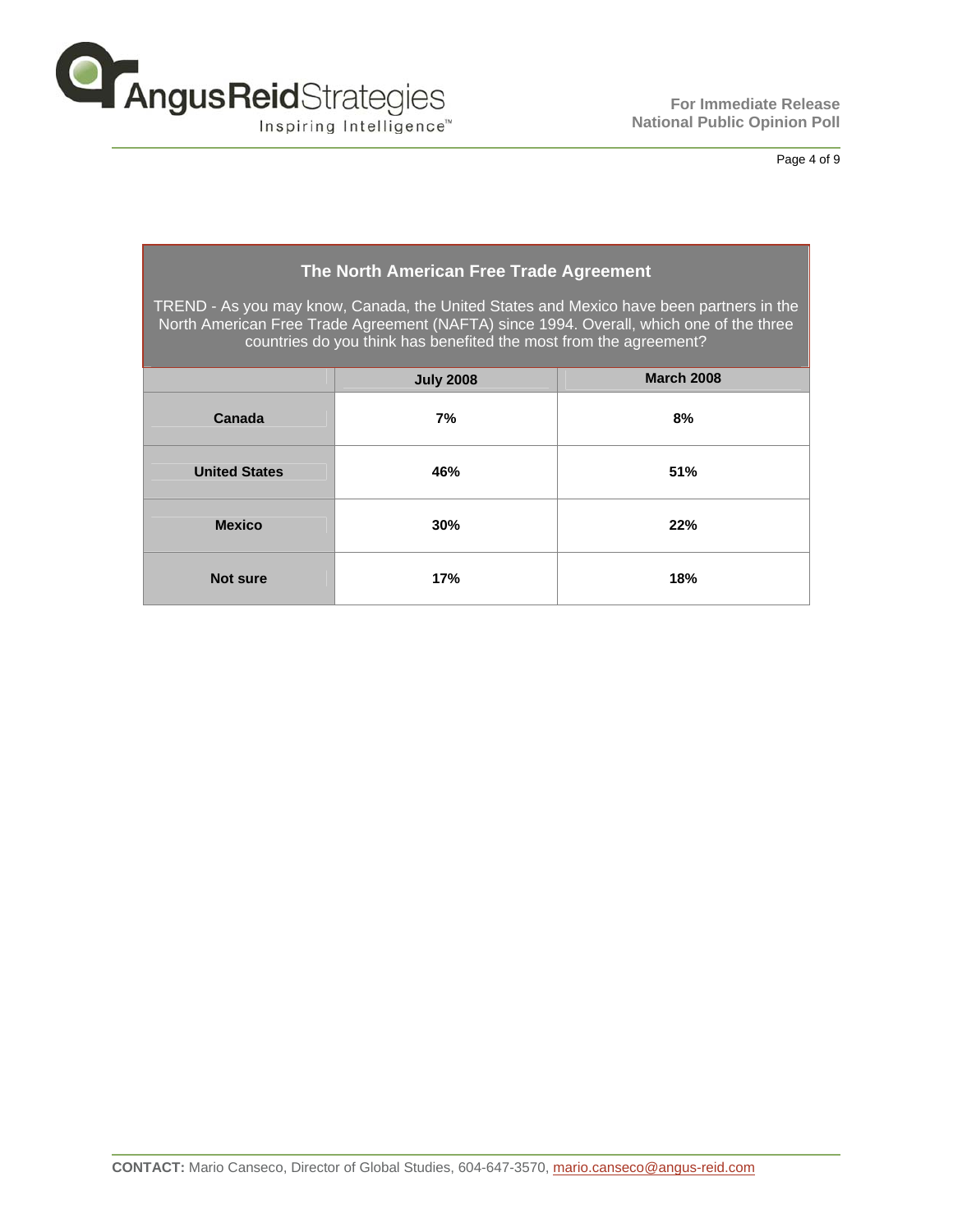## The North American Free Trade Agreement

TREND - As you may know, Canada, the United States and Mexico have been partners in the North American Free Trade Agreement (NAFTA) since 1994. Overall, which one of the three countries do you think has benefited the most from the agreement?

| | July 2008 | March 2008 |
|---|---|---|
| **Canada** | **7%** | **8%** |
| **United States** | **46%** | **51%** |
| **Mexico** | **30%** | **22%** |
| **Not sure** | **17%** | **18%** |

**CONTACT:** Mario Canseco, Director of Global Studies, 604-647-3570, mario.canseco@angus-reid.com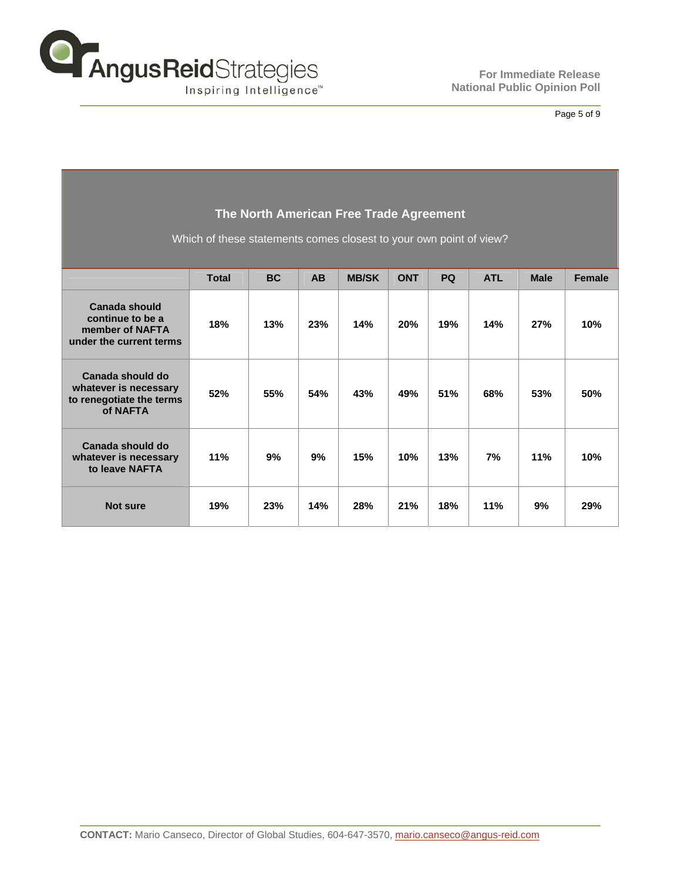## The North American Free Trade Agreement

Which of these statements comes closest to your own point of view?

| | Total | BC | AB | MB/SK | ONT | PQ | ATL | Male | Female |
|---|---|---|---|---|---|---|---|---|---|
| **Canada should continue to be a member of NAFTA under the current terms** | **18%** | **13%** | **23%** | **14%** | **20%** | **19%** | **14%** | **27%** | **10%** |
| **Canada should do whatever is necessary to renegotiate the terms of NAFTA** | **52%** | **55%** | **54%** | **43%** | **49%** | **51%** | **68%** | **53%** | **50%** |
| **Canada should do whatever is necessary to leave NAFTA** | **11%** | **9%** | **9%** | **15%** | **10%** | **13%** | **7%** | **11%** | **10%** |
| **Not sure** | **19%** | **23%** | **14%** | **28%** | **21%** | **18%** | **11%** | **9%** | **29%** |

**CONTACT:** Mario Canseco, Director of Global Studies, 604-647-3570, mario.canseco@angus-reid.com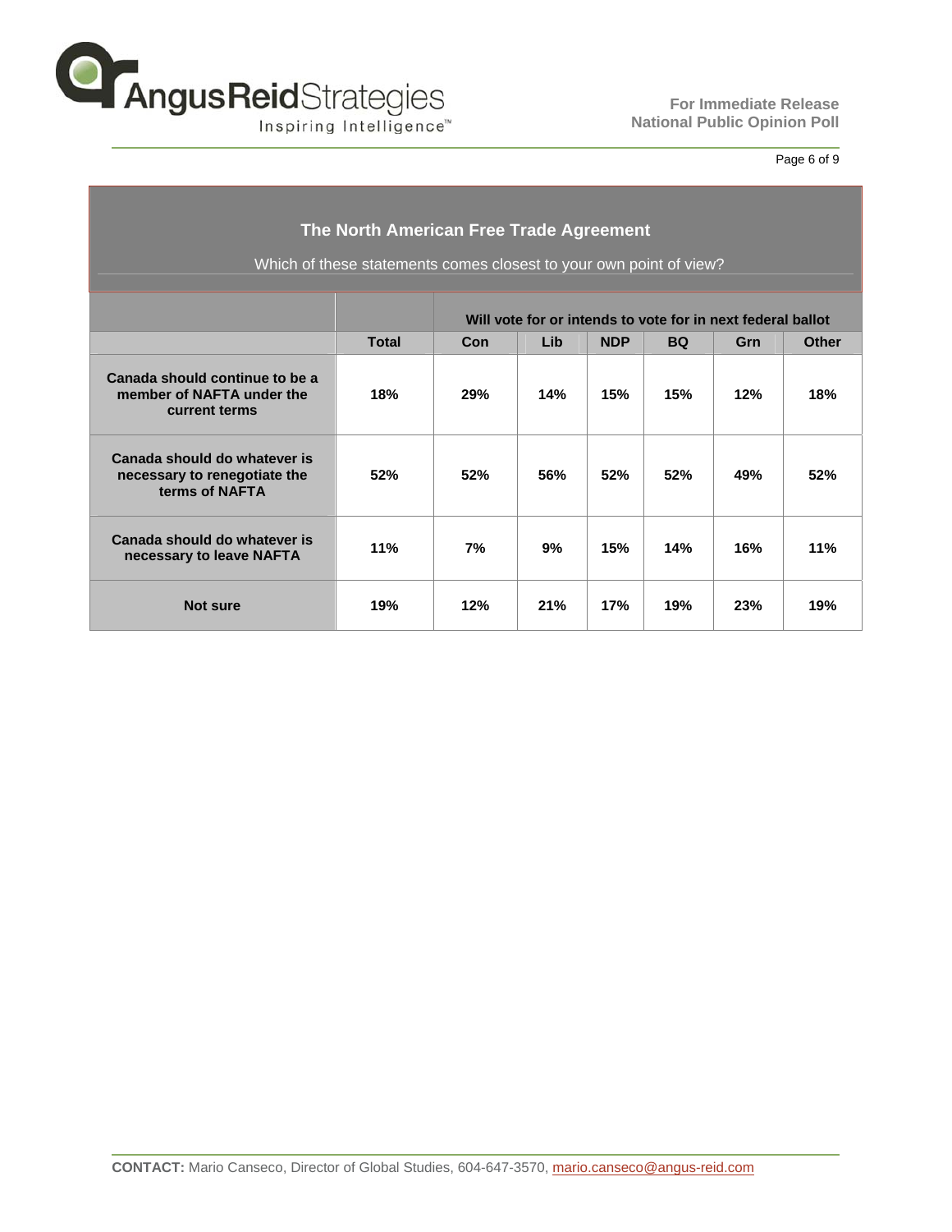## The North American Free Trade Agreement

Which of these statements comes closest to your own point of view?

| | | Will vote for or intends to vote for in next federal ballot | | | | | |
|---|---|---|---|---|---|---|---|
| | **Total** | **Con** | **Lib** | **NDP** | **BQ** | **Grn** | **Other** |
| **Canada should continue to be a member of NAFTA under the current terms** | **18%** | **29%** | **14%** | **15%** | **15%** | **12%** | **18%** |
| **Canada should do whatever is necessary to renegotiate the terms of NAFTA** | **52%** | **52%** | **56%** | **52%** | **52%** | **49%** | **52%** |
| **Canada should do whatever is necessary to leave NAFTA** | **11%** | **7%** | **9%** | **15%** | **14%** | **16%** | **11%** |
| **Not sure** | **19%** | **12%** | **21%** | **17%** | **19%** | **23%** | **19%** |

**CONTACT:** Mario Canseco, Director of Global Studies, 604-647-3570, mario.canseco@angus-reid.com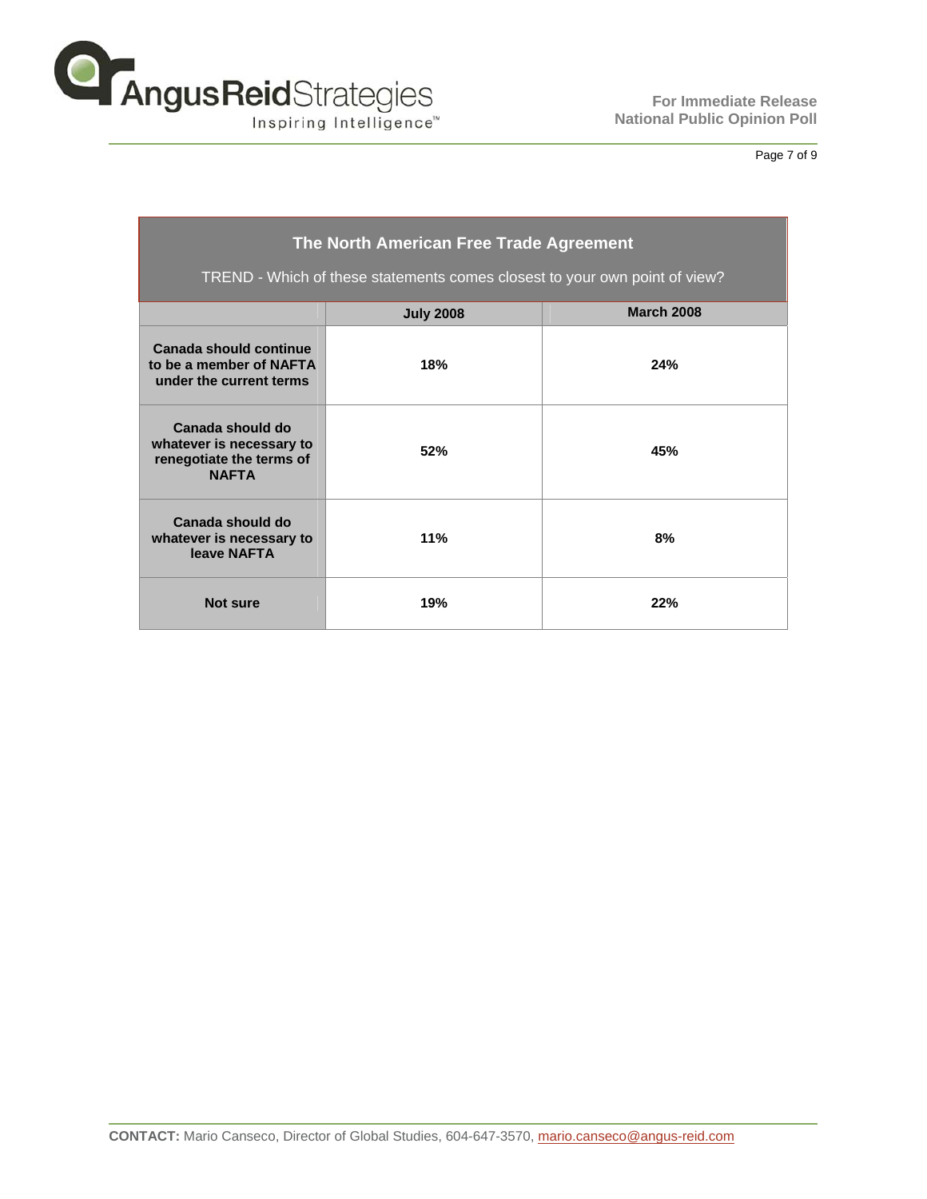## The North American Free Trade Agreement

TREND - Which of these statements comes closest to your own point of view?

| | July 2008 | March 2008 |
|---|---|---|
| **Canada should continue to be a member of NAFTA under the current terms** | 18% | 24% |
| **Canada should do whatever is necessary to renegotiate the terms of NAFTA** | 52% | 45% |
| **Canada should do whatever is necessary to leave NAFTA** | 11% | 8% |
| **Not sure** | 19% | 22% |

**CONTACT:** Mario Canseco, Director of Global Studies, 604-647-3570, mario.canseco@angus-reid.com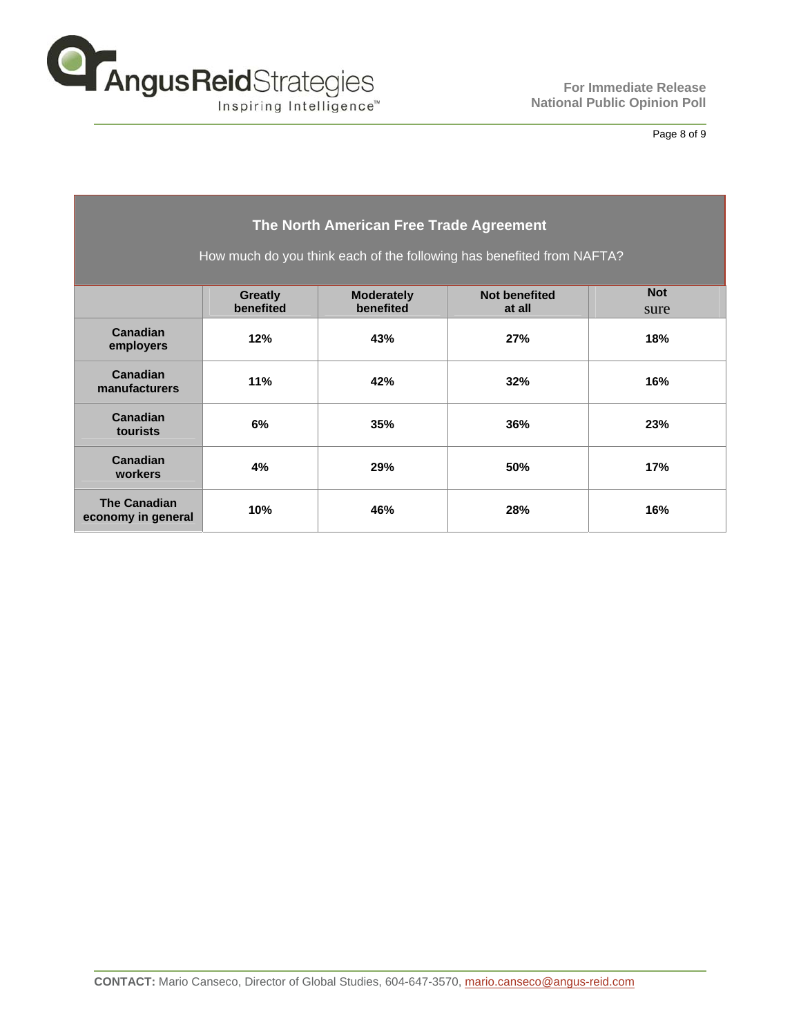| The North American Free Trade Agreement | | | | |
|---|---|---|---|---|
| How much do you think each of the following has benefited from NAFTA? | | | | |
| | Greatly benefited | Moderately benefited | Not benefited at all | Not sure |
| **Canadian employers** | 12% | 43% | 27% | 18% |
| **Canadian manufacturers** | 11% | 42% | 32% | 16% |
| **Canadian tourists** | 6% | 35% | 36% | 23% |
| **Canadian workers** | 4% | 29% | 50% | 17% |
| **The Canadian economy in general** | 10% | 46% | 28% | 16% |

**CONTACT:** Mario Canseco, Director of Global Studies, 604-647-3570, mario.canseco@angus-reid.com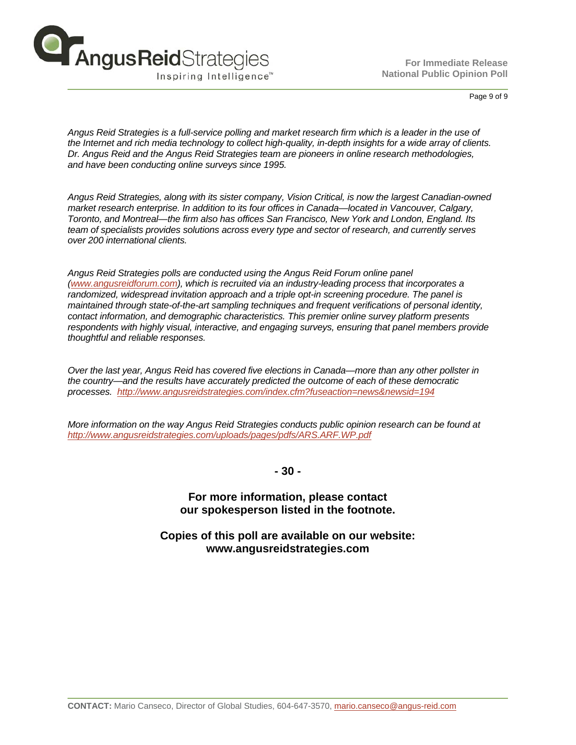*Angus Reid Strategies is a full-service polling and market research firm which is a leader in the use of the Internet and rich media technology to collect high-quality, in-depth insights for a wide array of clients. Dr. Angus Reid and the Angus Reid Strategies team are pioneers in online research methodologies, and have been conducting online surveys since 1995.*

*Angus Reid Strategies, along with its sister company, Vision Critical, is now the largest Canadian-owned market research enterprise. In addition to its four offices in Canada—located in Vancouver, Calgary, Toronto, and Montreal—the firm also has offices San Francisco, New York and London, England. Its team of specialists provides solutions across every type and sector of research, and currently serves over 200 international clients.*

*Angus Reid Strategies polls are conducted using the Angus Reid Forum online panel (www.angusreidforum.com), which is recruited via an industry-leading process that incorporates a randomized, widespread invitation approach and a triple opt-in screening procedure. The panel is maintained through state-of-the-art sampling techniques and frequent verifications of personal identity, contact information, and demographic characteristics. This premier online survey platform presents respondents with highly visual, interactive, and engaging surveys, ensuring that panel members provide thoughtful and reliable responses.*

*Over the last year, Angus Reid has covered five elections in Canada—more than any other pollster in the country—and the results have accurately predicted the outcome of each of these democratic processes. http://www.angusreidstrategies.com/index.cfm?fuseaction=news&newsid=194*

*More information on the way Angus Reid Strategies conducts public opinion research can be found at http://www.angusreidstrategies.com/uploads/pages/pdfs/ARS.ARF.WP.pdf*

**- 30 -**

**For more information, please contact our spokesperson listed in the footnote.**

**Copies of this poll are available on our website: www.angusreidstrategies.com**

**CONTACT:** Mario Canseco, Director of Global Studies, 604-647-3570, mario.canseco@angus-reid.com